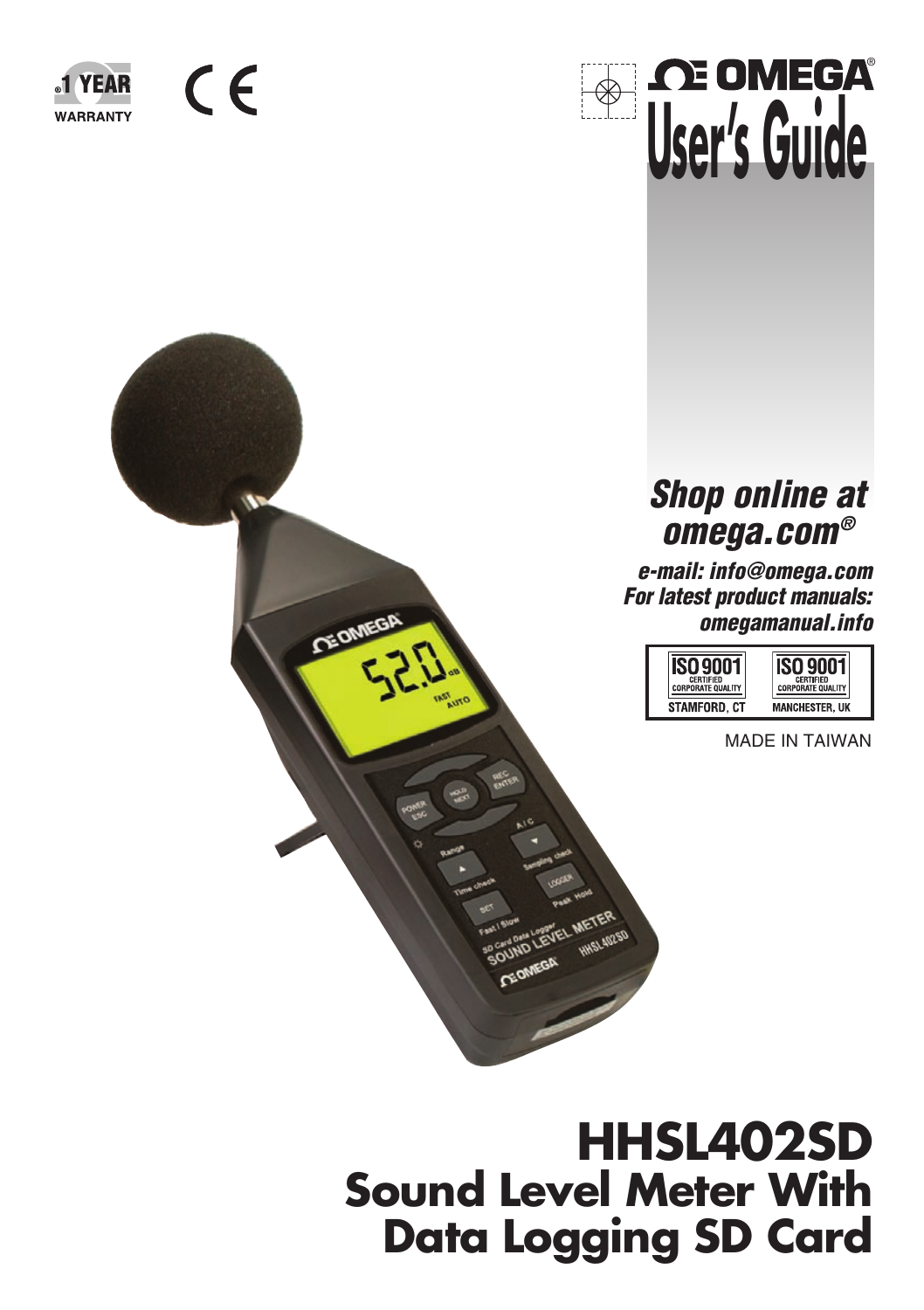1 YEAR WARRANTY

CE

OMEGA®

# User's Guide

*Shop online at omega.com®*

*e-mail: info@omega.com*

*For latest product manuals: omegamanual.info*

ISO 9001 CERTIFIED CORPORATE QUALITY STAMFORD, CT

ISO 9001 CERTIFIED CORPORATE QUALITY MANCHESTER, UK

MADE IN TAIWAN

# HHSL402SD

## Sound Level Meter With Data Logging SD Card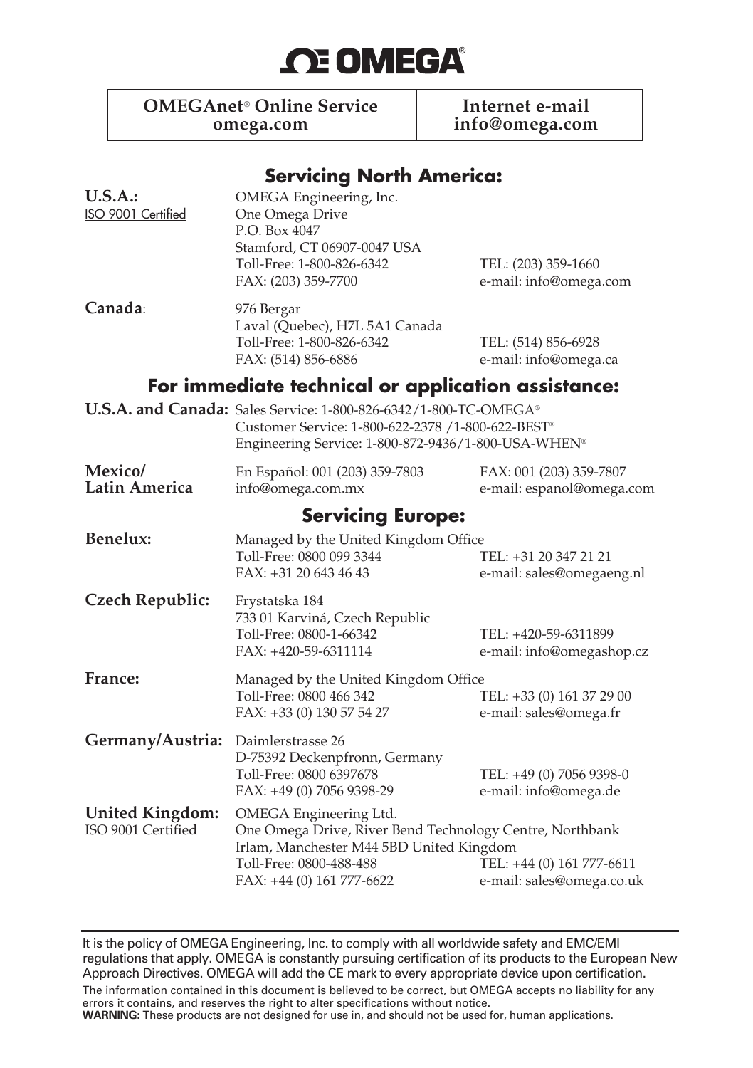# OMEGA®

| OMEGAnet® Online Service omega.com | Internet e-mail info@omega.com |
|---|---|

## Servicing North America:

**U.S.A.:**
ISO 9001 Certified

OMEGA Engineering, Inc.
One Omega Drive
P.O. Box 4047
Stamford, CT 06907-0047 USA
Toll-Free: 1-800-826-6342 TEL: (203) 359-1660
FAX: (203) 359-7700 e-mail: info@omega.com

**Canada**:

976 Bergar
Laval (Quebec), H7L 5A1 Canada
Toll-Free: 1-800-826-6342 TEL: (514) 856-6928
FAX: (514) 856-6886 e-mail: info@omega.ca

## For immediate technical or application assistance:

**U.S.A. and Canada:** Sales Service: 1-800-826-6342/1-800-TC-OMEGA®
Customer Service: 1-800-622-2378 /1-800-622-BEST®
Engineering Service: 1-800-872-9436/1-800-USA-WHEN®

**Mexico/ Latin America**

En Español: 001 (203) 359-7803 FAX: 001 (203) 359-7807
info@omega.com.mx e-mail: espanol@omega.com

## Servicing Europe:

**Benelux:**

Managed by the United Kingdom Office
Toll-Free: 0800 099 3344 TEL: +31 20 347 21 21
FAX: +31 20 643 46 43 e-mail: sales@omegaeng.nl

**Czech Republic:**

Frystatska 184
733 01 Karviná, Czech Republic
Toll-Free: 0800-1-66342 TEL: +420-59-6311899
FAX: +420-59-6311114 e-mail: info@omegashop.cz

**France:**

Managed by the United Kingdom Office
Toll-Free: 0800 466 342 TEL: +33 (0) 161 37 29 00
FAX: +33 (0) 130 57 54 27 e-mail: sales@omega.fr

**Germany/Austria:**

Daimlerstrasse 26
D-75392 Deckenpfronn, Germany
Toll-Free: 0800 6397678 TEL: +49 (0) 7056 9398-0
FAX: +49 (0) 7056 9398-29 e-mail: info@omega.de

**United Kingdom:**
ISO 9001 Certified

OMEGA Engineering Ltd.
One Omega Drive, River Bend Technology Centre, Northbank
Irlam, Manchester M44 5BD United Kingdom
Toll-Free: 0800-488-488 TEL: +44 (0) 161 777-6611
FAX: +44 (0) 161 777-6622 e-mail: sales@omega.co.uk

---

It is the policy of OMEGA Engineering, Inc. to comply with all worldwide safety and EMC/EMI regulations that apply. OMEGA is constantly pursuing certification of its products to the European New Approach Directives. OMEGA will add the CE mark to every appropriate device upon certification.

The information contained in this document is believed to be correct, but OMEGA accepts no liability for any errors it contains, and reserves the right to alter specifications without notice.

**WARNING:** These products are not designed for use in, and should not be used for, human applications.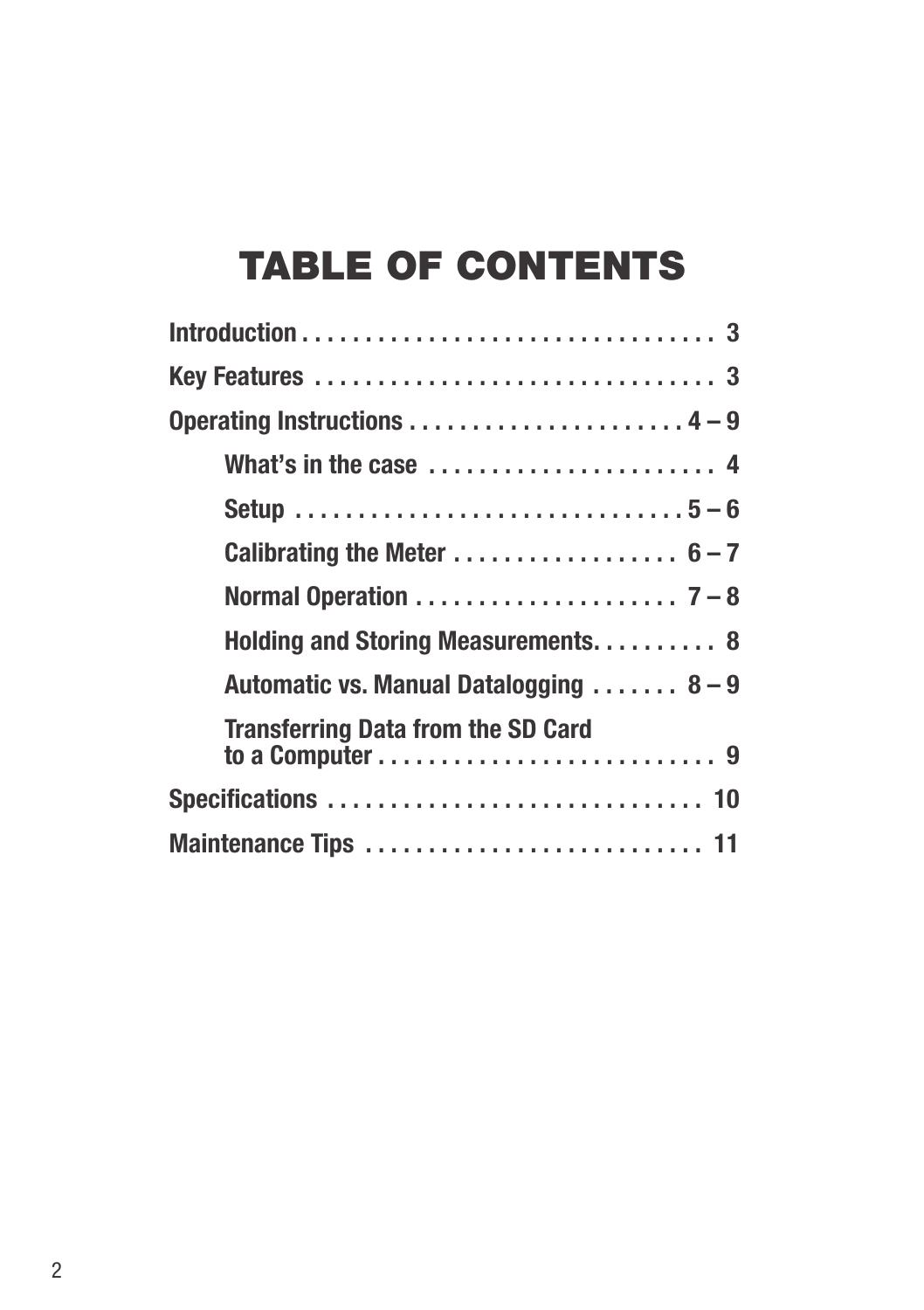# TABLE OF CONTENTS

**Introduction . . . . . . . . . . . . . . . . . . . . . . . . . . . . . . . . . 3**

**Key Features . . . . . . . . . . . . . . . . . . . . . . . . . . . . . . . . 3**

**Operating Instructions . . . . . . . . . . . . . . . . . . . . . . 4 – 9**

- **What's in the case . . . . . . . . . . . . . . . . . . . . . . . 4**
- **Setup . . . . . . . . . . . . . . . . . . . . . . . . . . . . . . . 5 – 6**
- **Calibrating the Meter . . . . . . . . . . . . . . . . . . 6 – 7**
- **Normal Operation . . . . . . . . . . . . . . . . . . . . . 7 – 8**
- **Holding and Storing Measurements. . . . . . . . . . 8**
- **Automatic vs. Manual Datalogging . . . . . . . 8 – 9**
- **Transferring Data from the SD Card to a Computer . . . . . . . . . . . . . . . . . . . . . . . . . . . 9**

**Specifications . . . . . . . . . . . . . . . . . . . . . . . . . . . . . 10**

**Maintenance Tips . . . . . . . . . . . . . . . . . . . . . . . . . . 11**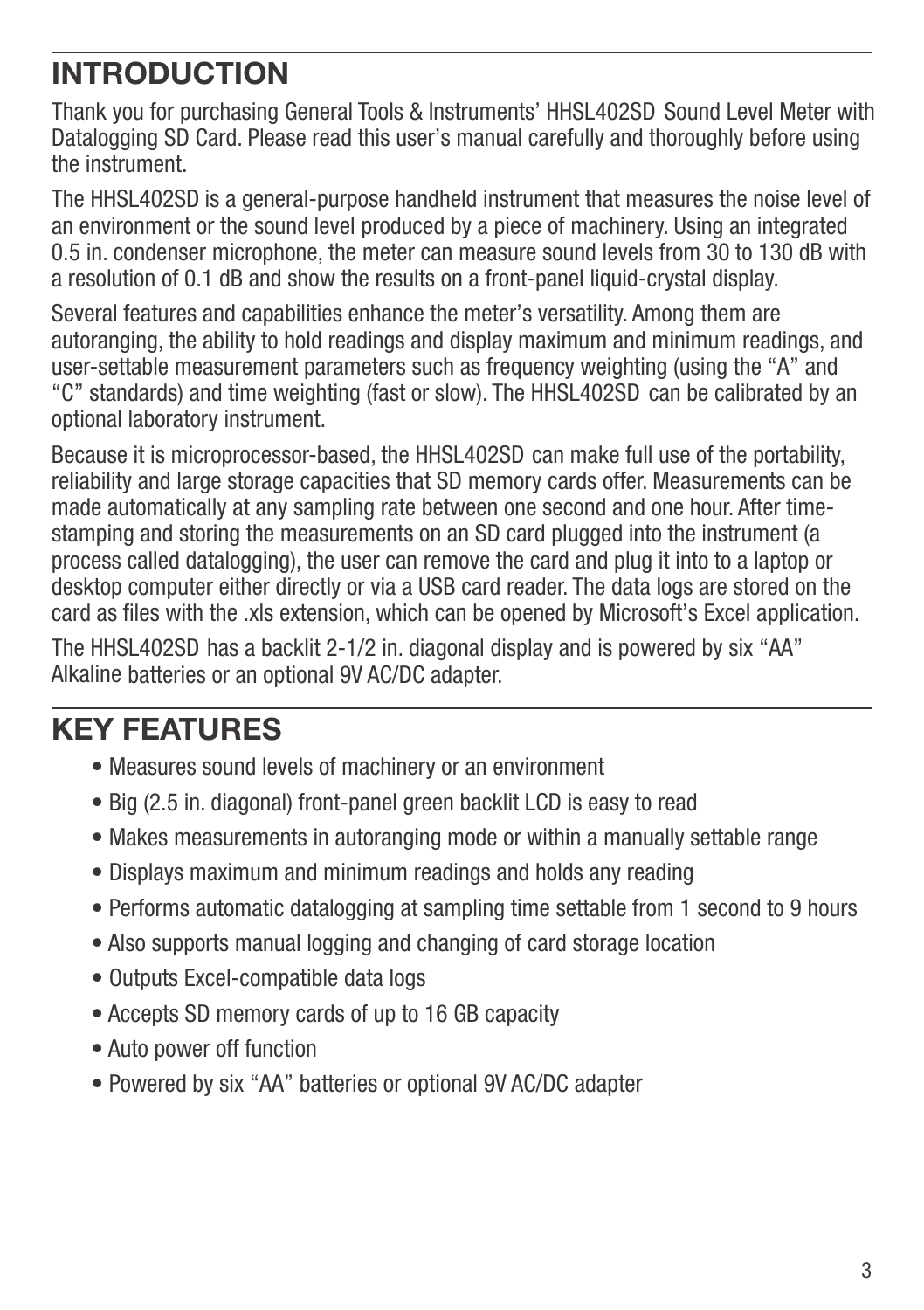# INTRODUCTION

Thank you for purchasing General Tools & Instruments' HHSL402SD Sound Level Meter with Datalogging SD Card. Please read this user's manual carefully and thoroughly before using the instrument.

The HHSL402SD is a general-purpose handheld instrument that measures the noise level of an environment or the sound level produced by a piece of machinery. Using an integrated 0.5 in. condenser microphone, the meter can measure sound levels from 30 to 130 dB with a resolution of 0.1 dB and show the results on a front-panel liquid-crystal display.

Several features and capabilities enhance the meter's versatility. Among them are autoranging, the ability to hold readings and display maximum and minimum readings, and user-settable measurement parameters such as frequency weighting (using the "A" and "C" standards) and time weighting (fast or slow). The HHSL402SD can be calibrated by an optional laboratory instrument.

Because it is microprocessor-based, the HHSL402SD can make full use of the portability, reliability and large storage capacities that SD memory cards offer. Measurements can be made automatically at any sampling rate between one second and one hour. After time-stamping and storing the measurements on an SD card plugged into the instrument (a process called datalogging), the user can remove the card and plug it into to a laptop or desktop computer either directly or via a USB card reader. The data logs are stored on the card as files with the .xls extension, which can be opened by Microsoft's Excel application.

The HHSL402SD has a backlit 2-1/2 in. diagonal display and is powered by six "AA" Alkaline batteries or an optional 9V AC/DC adapter.

# KEY FEATURES

- Measures sound levels of machinery or an environment
- Big (2.5 in. diagonal) front-panel green backlit LCD is easy to read
- Makes measurements in autoranging mode or within a manually settable range
- Displays maximum and minimum readings and holds any reading
- Performs automatic datalogging at sampling time settable from 1 second to 9 hours
- Also supports manual logging and changing of card storage location
- Outputs Excel-compatible data logs
- Accepts SD memory cards of up to 16 GB capacity
- Auto power off function
- Powered by six "AA" batteries or optional 9V AC/DC adapter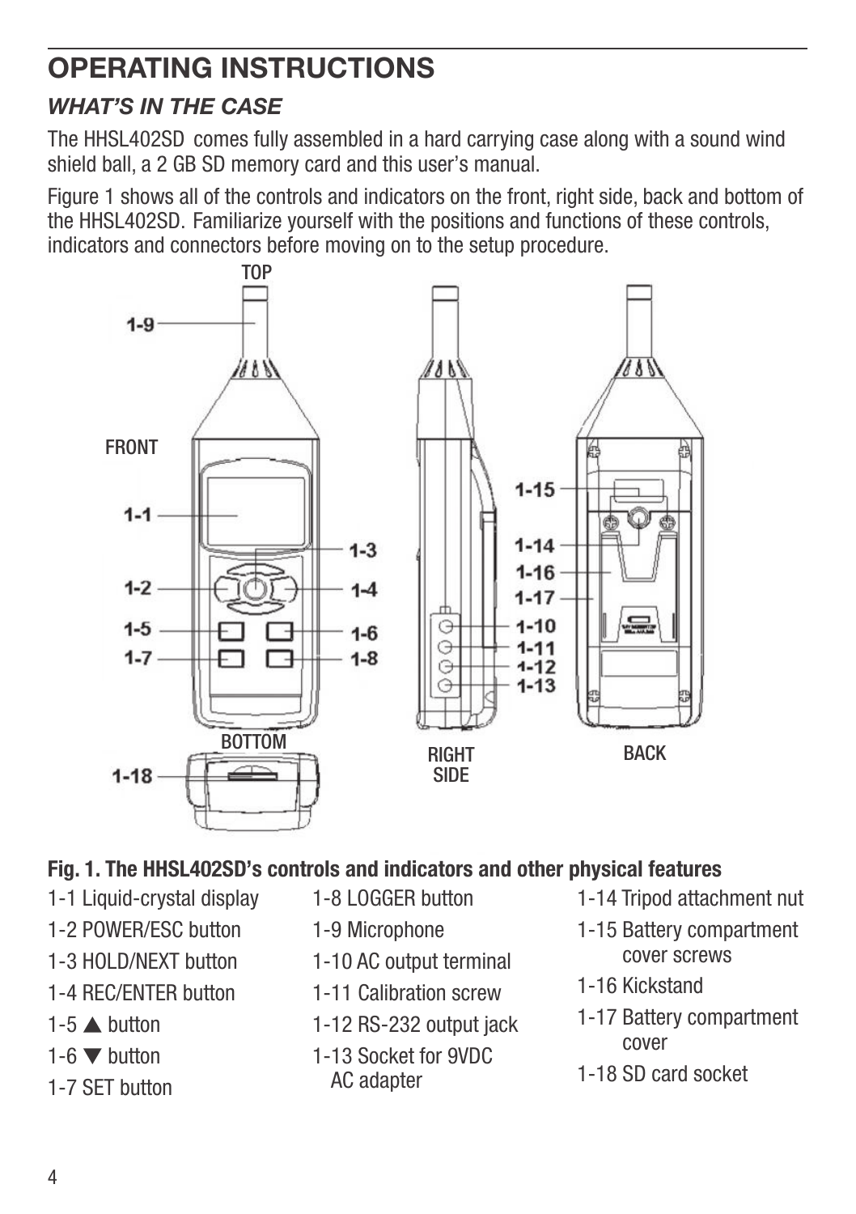# OPERATING INSTRUCTIONS

## *WHAT'S IN THE CASE*

The HHSL402SD comes fully assembled in a hard carrying case along with a sound wind shield ball, a 2 GB SD memory card and this user's manual.

Figure 1 shows all of the controls and indicators on the front, right side, back and bottom of the HHSL402SD. Familiarize yourself with the positions and functions of these controls, indicators and connectors before moving on to the setup procedure.

**Fig. 1. The HHSL402SD's controls and indicators and other physical features**

- 1-1 Liquid-crystal display
- 1-2 POWER/ESC button
- 1-3 HOLD/NEXT button
- 1-4 REC/ENTER button
- 1-5 ▲ button
- 1-6 ▼ button
- 1-7 SET button
- 1-8 LOGGER button
- 1-9 Microphone
- 1-10 AC output terminal
- 1-11 Calibration screw
- 1-12 RS-232 output jack
- 1-13 Socket for 9VDC AC adapter
- 1-14 Tripod attachment nut
- 1-15 Battery compartment cover screws
- 1-16 Kickstand
- 1-17 Battery compartment cover
- 1-18 SD card socket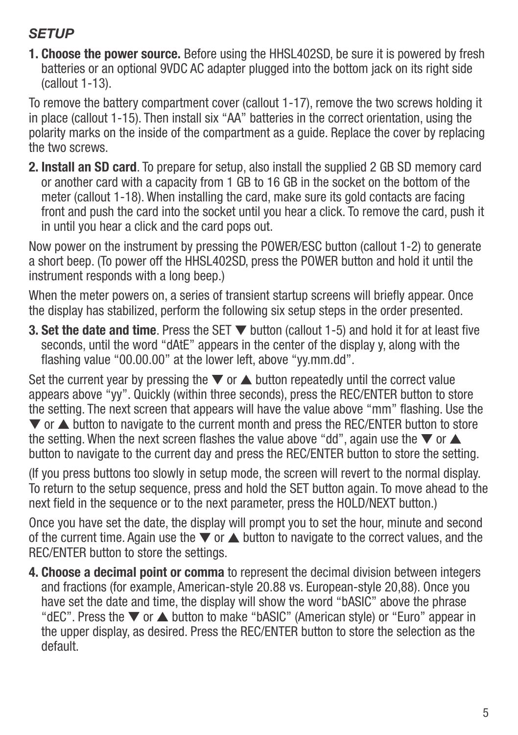### *SETUP*

1. **Choose the power source.** Before using the HHSL402SD, be sure it is powered by fresh batteries or an optional 9VDC AC adapter plugged into the bottom jack on its right side (callout 1-13).

To remove the battery compartment cover (callout 1-17), remove the two screws holding it in place (callout 1-15). Then install six “AA” batteries in the correct orientation, using the polarity marks on the inside of the compartment as a guide. Replace the cover by replacing the two screws.

2. **Install an SD card**. To prepare for setup, also install the supplied 2 GB SD memory card or another card with a capacity from 1 GB to 16 GB in the socket on the bottom of the meter (callout 1-18). When installing the card, make sure its gold contacts are facing front and push the card into the socket until you hear a click. To remove the card, push it in until you hear a click and the card pops out.

Now power on the instrument by pressing the POWER/ESC button (callout 1-2) to generate a short beep. (To power off the HHSL402SD, press the POWER button and hold it until the instrument responds with a long beep.)

When the meter powers on, a series of transient startup screens will briefly appear. Once the display has stabilized, perform the following six setup steps in the order presented.

3. **Set the date and time**. Press the SET ▼ button (callout 1-5) and hold it for at least five seconds, until the word “dAtE” appears in the center of the display y, along with the flashing value “00.00.00” at the lower left, above “yy.mm.dd”.

Set the current year by pressing the ▼ or ▲ button repeatedly until the correct value appears above “yy”. Quickly (within three seconds), press the REC/ENTER button to store the setting. The next screen that appears will have the value above “mm” flashing. Use the ▼ or ▲ button to navigate to the current month and press the REC/ENTER button to store the setting. When the next screen flashes the value above “dd”, again use the ▼ or ▲ button to navigate to the current day and press the REC/ENTER button to store the setting.

(If you press buttons too slowly in setup mode, the screen will revert to the normal display. To return to the setup sequence, press and hold the SET button again. To move ahead to the next field in the sequence or to the next parameter, press the HOLD/NEXT button.)

Once you have set the date, the display will prompt you to set the hour, minute and second of the current time. Again use the ▼ or ▲ button to navigate to the correct values, and the REC/ENTER button to store the settings.

4. **Choose a decimal point or comma** to represent the decimal division between integers and fractions (for example, American-style 20.88 vs. European-style 20,88). Once you have set the date and time, the display will show the word “bASIC” above the phrase “dEC”. Press the ▼ or ▲ button to make “bASIC” (American style) or “Euro” appear in the upper display, as desired. Press the REC/ENTER button to store the selection as the default.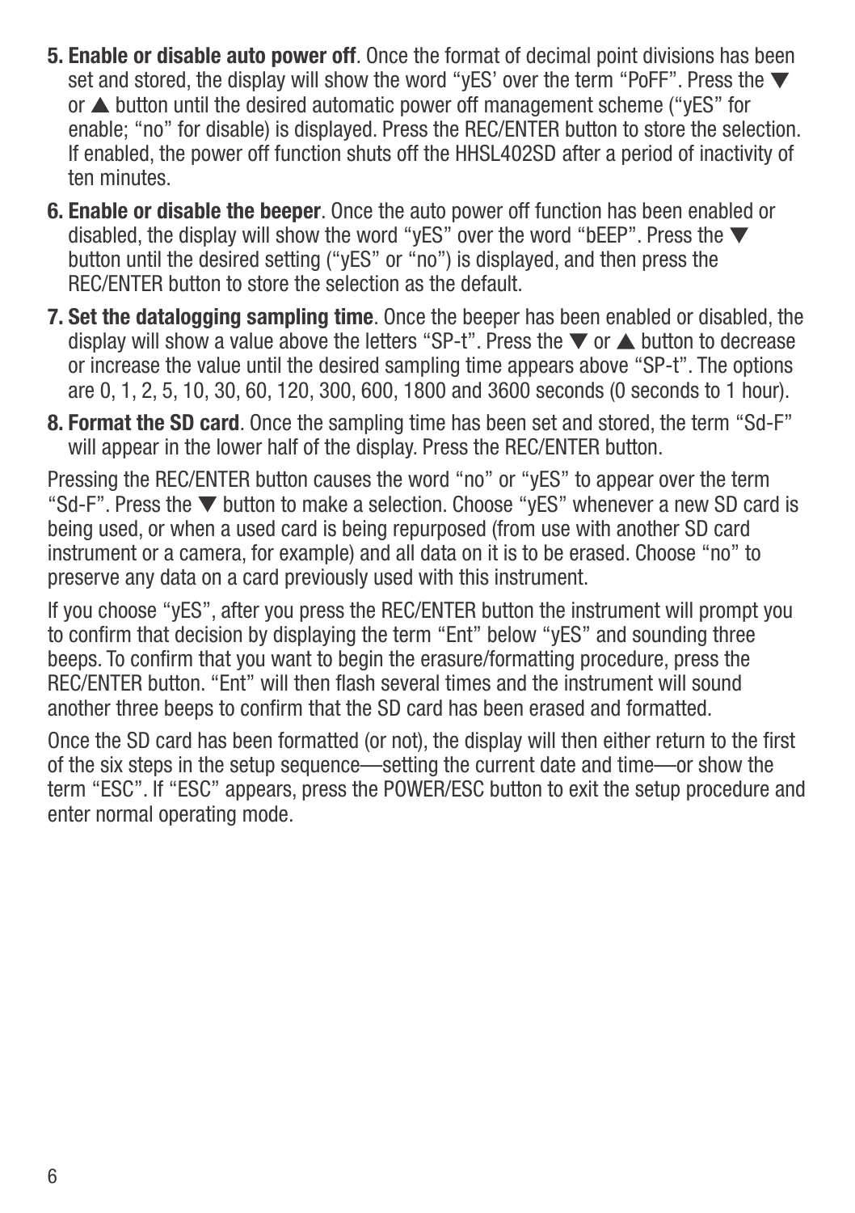5. **Enable or disable auto power off**. Once the format of decimal point divisions has been set and stored, the display will show the word “yES’ over the term “PoFF”. Press the ▼ or ▲ button until the desired automatic power off management scheme (“yES” for enable; “no” for disable) is displayed. Press the REC/ENTER button to store the selection. If enabled, the power off function shuts off the HHSL402SD after a period of inactivity of ten minutes.
6. **Enable or disable the beeper**. Once the auto power off function has been enabled or disabled, the display will show the word “yES” over the word “bEEP”. Press the ▼ button until the desired setting (“yES” or “no”) is displayed, and then press the REC/ENTER button to store the selection as the default.
7. **Set the datalogging sampling time**. Once the beeper has been enabled or disabled, the display will show a value above the letters “SP-t”. Press the ▼ or ▲ button to decrease or increase the value until the desired sampling time appears above “SP-t”. The options are 0, 1, 2, 5, 10, 30, 60, 120, 300, 600, 1800 and 3600 seconds (0 seconds to 1 hour).
8. **Format the SD card**. Once the sampling time has been set and stored, the term “Sd-F” will appear in the lower half of the display. Press the REC/ENTER button.

Pressing the REC/ENTER button causes the word “no” or “yES” to appear over the term “Sd-F”. Press the ▼ button to make a selection. Choose “yES” whenever a new SD card is being used, or when a used card is being repurposed (from use with another SD card instrument or a camera, for example) and all data on it is to be erased. Choose “no” to preserve any data on a card previously used with this instrument.

If you choose “yES”, after you press the REC/ENTER button the instrument will prompt you to confirm that decision by displaying the term “Ent” below “yES” and sounding three beeps. To confirm that you want to begin the erasure/formatting procedure, press the REC/ENTER button. “Ent” will then flash several times and the instrument will sound another three beeps to confirm that the SD card has been erased and formatted.

Once the SD card has been formatted (or not), the display will then either return to the first of the six steps in the setup sequence—setting the current date and time—or show the term “ESC”. If “ESC” appears, press the POWER/ESC button to exit the setup procedure and enter normal operating mode.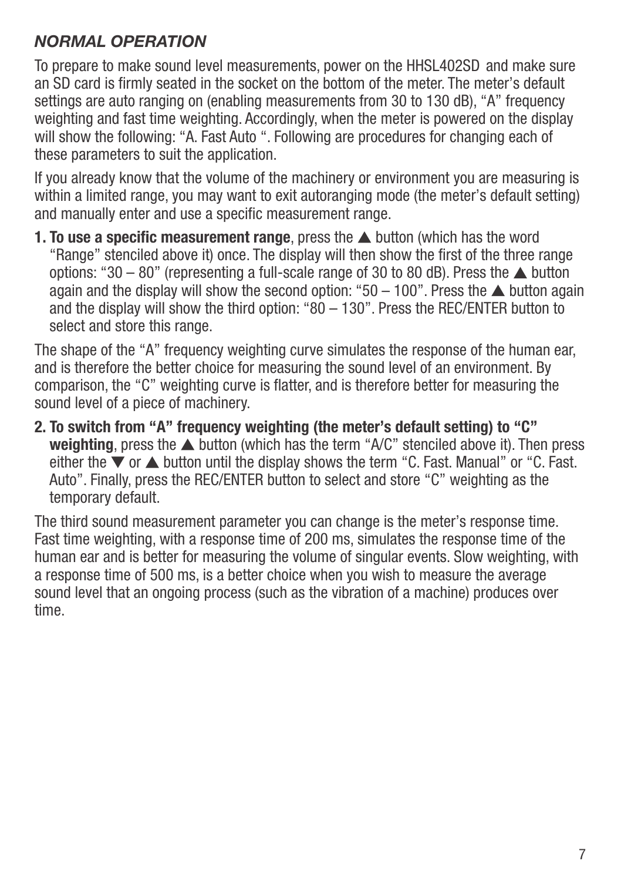## *NORMAL OPERATION*

To prepare to make sound level measurements, power on the HHSL402SD and make sure an SD card is firmly seated in the socket on the bottom of the meter. The meter's default settings are auto ranging on (enabling measurements from 30 to 130 dB), "A" frequency weighting and fast time weighting. Accordingly, when the meter is powered on the display will show the following: "A. Fast Auto ". Following are procedures for changing each of these parameters to suit the application.

If you already know that the volume of the machinery or environment you are measuring is within a limited range, you may want to exit autoranging mode (the meter's default setting) and manually enter and use a specific measurement range.

**1. To use a specific measurement range**, press the ▲ button (which has the word "Range" stenciled above it) once. The display will then show the first of the three range options: "30 – 80" (representing a full-scale range of 30 to 80 dB). Press the ▲ button again and the display will show the second option: "50 – 100". Press the ▲ button again and the display will show the third option: "80 – 130". Press the REC/ENTER button to select and store this range.

The shape of the "A" frequency weighting curve simulates the response of the human ear, and is therefore the better choice for measuring the sound level of an environment. By comparison, the "C" weighting curve is flatter, and is therefore better for measuring the sound level of a piece of machinery.

**2. To switch from "A" frequency weighting (the meter's default setting) to "C" weighting**, press the ▲ button (which has the term "A/C" stenciled above it). Then press either the ▼ or ▲ button until the display shows the term "C. Fast. Manual" or "C. Fast. Auto". Finally, press the REC/ENTER button to select and store "C" weighting as the temporary default.

The third sound measurement parameter you can change is the meter's response time. Fast time weighting, with a response time of 200 ms, simulates the response time of the human ear and is better for measuring the volume of singular events. Slow weighting, with a response time of 500 ms, is a better choice when you wish to measure the average sound level that an ongoing process (such as the vibration of a machine) produces over time.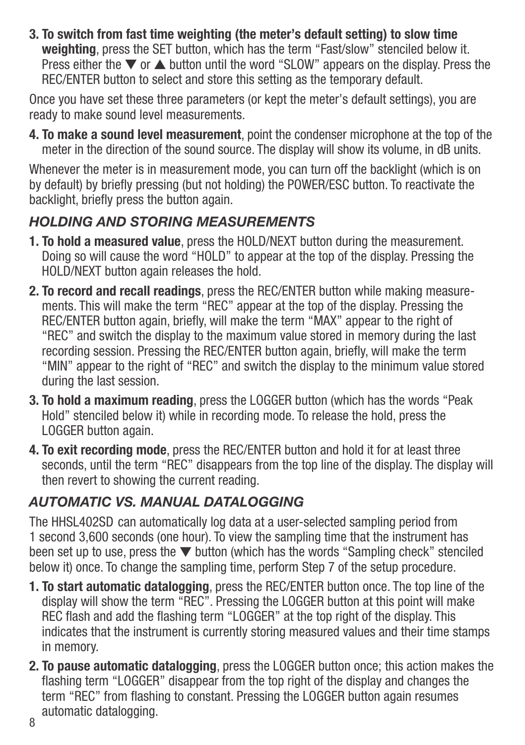3. **To switch from fast time weighting (the meter's default setting) to slow time weighting**, press the SET button, which has the term "Fast/slow" stenciled below it. Press either the ▼ or ▲ button until the word "SLOW" appears on the display. Press the REC/ENTER button to select and store this setting as the temporary default.

Once you have set these three parameters (or kept the meter's default settings), you are ready to make sound level measurements.

4. **To make a sound level measurement**, point the condenser microphone at the top of the meter in the direction of the sound source. The display will show its volume, in dB units.

Whenever the meter is in measurement mode, you can turn off the backlight (which is on by default) by briefly pressing (but not holding) the POWER/ESC button. To reactivate the backlight, briefly press the button again.

## *HOLDING AND STORING MEASUREMENTS*

1. **To hold a measured value**, press the HOLD/NEXT button during the measurement. Doing so will cause the word "HOLD" to appear at the top of the display. Pressing the HOLD/NEXT button again releases the hold.
2. **To record and recall readings**, press the REC/ENTER button while making measurements. This will make the term "REC" appear at the top of the display. Pressing the REC/ENTER button again, briefly, will make the term "MAX" appear to the right of "REC" and switch the display to the maximum value stored in memory during the last recording session. Pressing the REC/ENTER button again, briefly, will make the term "MIN" appear to the right of "REC" and switch the display to the minimum value stored during the last session.
3. **To hold a maximum reading**, press the LOGGER button (which has the words "Peak Hold" stenciled below it) while in recording mode. To release the hold, press the LOGGER button again.
4. **To exit recording mode**, press the REC/ENTER button and hold it for at least three seconds, until the term "REC" disappears from the top line of the display. The display will then revert to showing the current reading.

## *AUTOMATIC VS. MANUAL DATALOGGING*

The HHSL402SD can automatically log data at a user-selected sampling period from 1 second 3,600 seconds (one hour). To view the sampling time that the instrument has been set up to use, press the ▼ button (which has the words "Sampling check" stenciled below it) once. To change the sampling time, perform Step 7 of the setup procedure.

1. **To start automatic datalogging**, press the REC/ENTER button once. The top line of the display will show the term "REC". Pressing the LOGGER button at this point will make REC flash and add the flashing term "LOGGER" at the top right of the display. This indicates that the instrument is currently storing measured values and their time stamps in memory.
2. **To pause automatic datalogging**, press the LOGGER button once; this action makes the flashing term "LOGGER" disappear from the top right of the display and changes the term "REC" from flashing to constant. Pressing the LOGGER button again resumes automatic datalogging.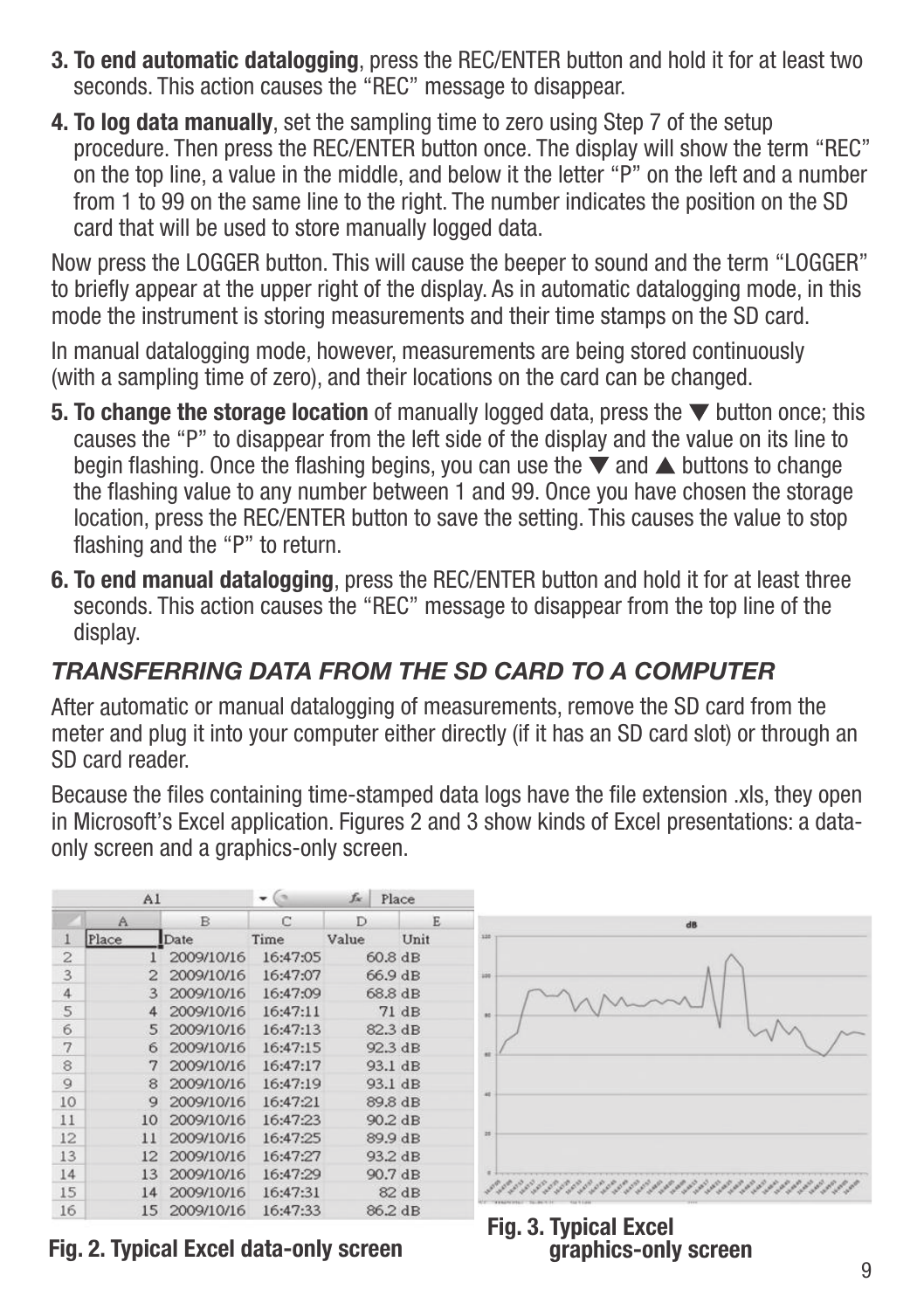3. **To end automatic datalogging**, press the REC/ENTER button and hold it for at least two seconds. This action causes the "REC" message to disappear.

4. **To log data manually**, set the sampling time to zero using Step 7 of the setup procedure. Then press the REC/ENTER button once. The display will show the term "REC" on the top line, a value in the middle, and below it the letter "P" on the left and a number from 1 to 99 on the same line to the right. The number indicates the position on the SD card that will be used to store manually logged data.

Now press the LOGGER button. This will cause the beeper to sound and the term "LOGGER" to briefly appear at the upper right of the display. As in automatic datalogging mode, in this mode the instrument is storing measurements and their time stamps on the SD card.

In manual datalogging mode, however, measurements are being stored continuously (with a sampling time of zero), and their locations on the card can be changed.

5. **To change the storage location** of manually logged data, press the ▼ button once; this causes the "P" to disappear from the left side of the display and the value on its line to begin flashing. Once the flashing begins, you can use the ▼ and ▲ buttons to change the flashing value to any number between 1 and 99. Once you have chosen the storage location, press the REC/ENTER button to save the setting. This causes the value to stop flashing and the "P" to return.

6. **To end manual datalogging**, press the REC/ENTER button and hold it for at least three seconds. This action causes the "REC" message to disappear from the top line of the display.

## *TRANSFERRING DATA FROM THE SD CARD TO A COMPUTER*

After automatic or manual datalogging of measurements, remove the SD card from the meter and plug it into your computer either directly (if it has an SD card slot) or through an SD card reader.

Because the files containing time-stamped data logs have the file extension .xls, they open in Microsoft's Excel application. Figures 2 and 3 show kinds of Excel presentations: a data-only screen and a graphics-only screen.

| Place | Date | Time | Value | Unit |
|---|---|---|---|---|
| 1 | 2009/10/16 | 16:47:05 | 60.8 | dB |
| 2 | 2009/10/16 | 16:47:07 | 66.9 | dB |
| 3 | 2009/10/16 | 16:47:09 | 68.8 | dB |
| 4 | 2009/10/16 | 16:47:11 | 71 | dB |
| 5 | 2009/10/16 | 16:47:13 | 82.3 | dB |
| 6 | 2009/10/16 | 16:47:15 | 92.3 | dB |
| 7 | 2009/10/16 | 16:47:17 | 93.1 | dB |
| 8 | 2009/10/16 | 16:47:19 | 93.1 | dB |
| 9 | 2009/10/16 | 16:47:21 | 89.8 | dB |
| 10 | 2009/10/16 | 16:47:23 | 90.2 | dB |
| 11 | 2009/10/16 | 16:47:25 | 89.9 | dB |
| 12 | 2009/10/16 | 16:47:27 | 93.2 | dB |
| 13 | 2009/10/16 | 16:47:29 | 90.7 | dB |
| 14 | 2009/10/16 | 16:47:31 | 82 | dB |
| 15 | 2009/10/16 | 16:47:33 | 86.2 | dB |

**Fig. 2. Typical Excel data-only screen**

**Fig. 3. Typical Excel graphics-only screen**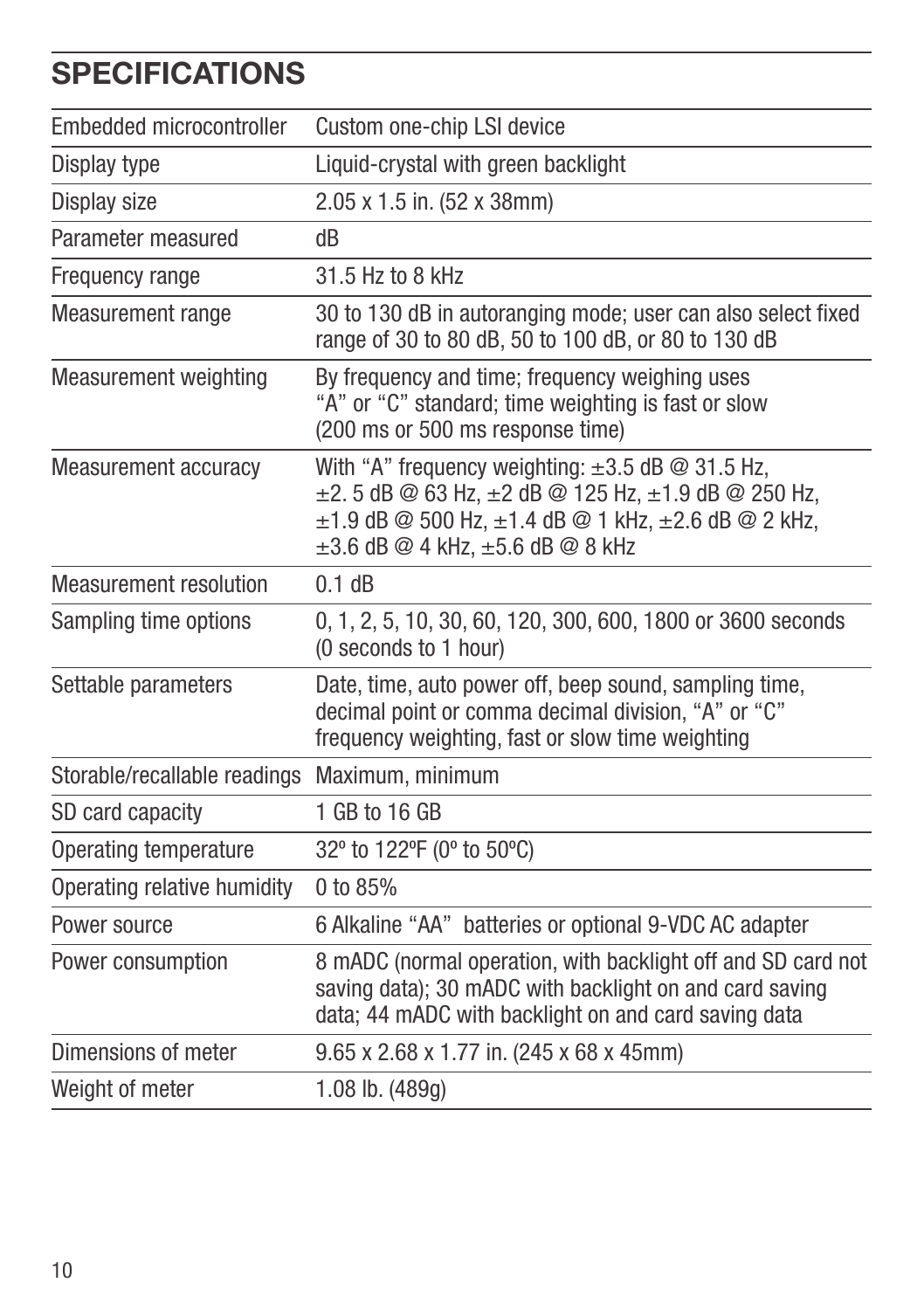# SPECIFICATIONS

| | |
|---|---|
| Embedded microcontroller | Custom one-chip LSI device |
| Display type | Liquid-crystal with green backlight |
| Display size | 2.05 x 1.5 in. (52 x 38mm) |
| Parameter measured | dB |
| Frequency range | 31.5 Hz to 8 kHz |
| Measurement range | 30 to 130 dB in autoranging mode; user can also select fixed range of 30 to 80 dB, 50 to 100 dB, or 80 to 130 dB |
| Measurement weighting | By frequency and time; frequency weighing uses "A" or "C" standard; time weighting is fast or slow (200 ms or 500 ms response time) |
| Measurement accuracy | With "A" frequency weighting: ±3.5 dB @ 31.5 Hz, ±2. 5 dB @ 63 Hz, ±2 dB @ 125 Hz, ±1.9 dB @ 250 Hz, ±1.9 dB @ 500 Hz, ±1.4 dB @ 1 kHz, ±2.6 dB @ 2 kHz, ±3.6 dB @ 4 kHz, ±5.6 dB @ 8 kHz |
| Measurement resolution | 0.1 dB |
| Sampling time options | 0, 1, 2, 5, 10, 30, 60, 120, 300, 600, 1800 or 3600 seconds (0 seconds to 1 hour) |
| Settable parameters | Date, time, auto power off, beep sound, sampling time, decimal point or comma decimal division, "A" or "C" frequency weighting, fast or slow time weighting |
| Storable/recallable readings | Maximum, minimum |
| SD card capacity | 1 GB to 16 GB |
| Operating temperature | 32º to 122ºF (0º to 50ºC) |
| Operating relative humidity | 0 to 85% |
| Power source | 6 Alkaline "AA" batteries or optional 9-VDC AC adapter |
| Power consumption | 8 mADC (normal operation, with backlight off and SD card not saving data); 30 mADC with backlight on and card saving data; 44 mADC with backlight on and card saving data |
| Dimensions of meter | 9.65 x 2.68 x 1.77 in. (245 x 68 x 45mm) |
| Weight of meter | 1.08 lb. (489g) |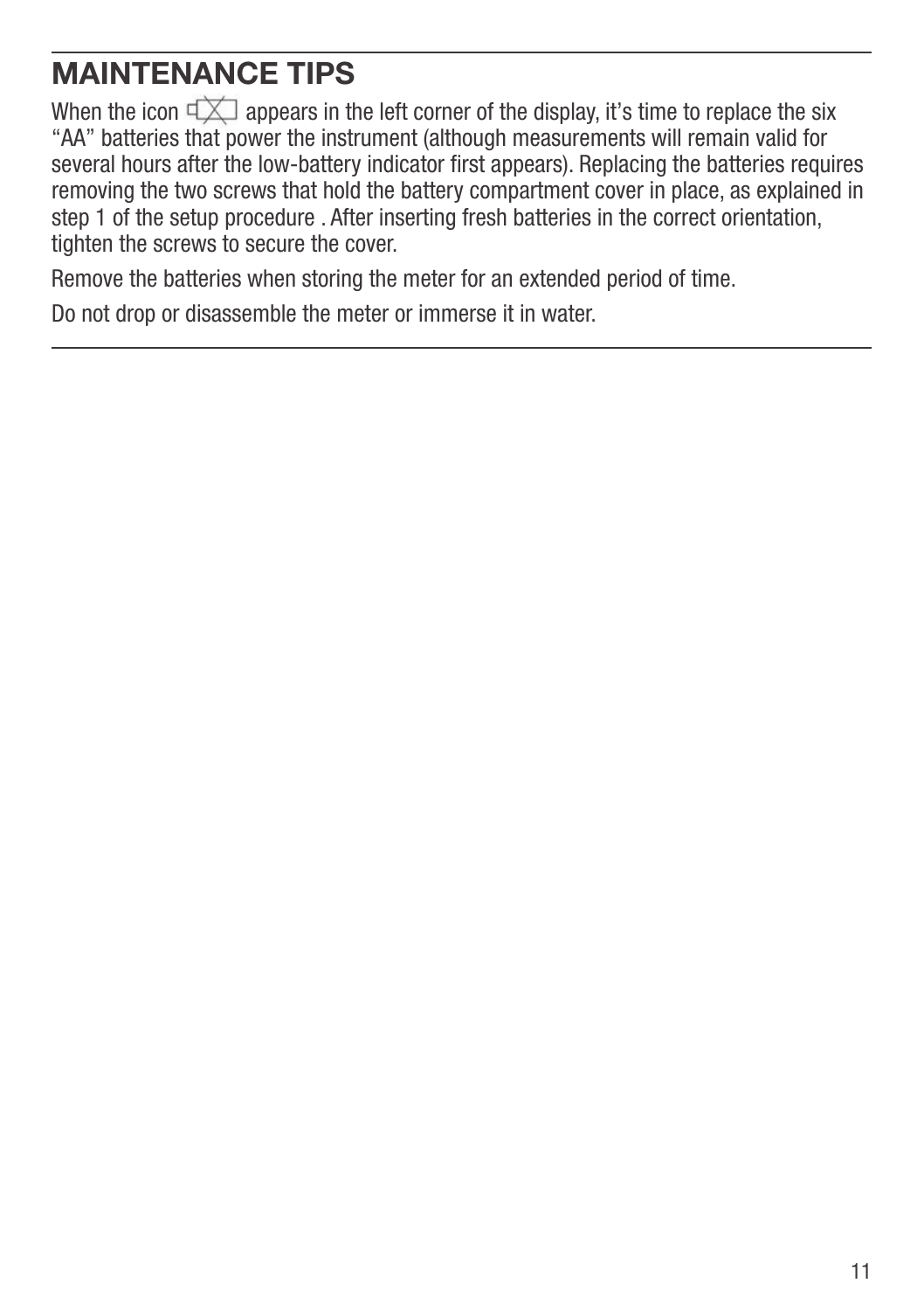## MAINTENANCE TIPS

When the icon appears in the left corner of the display, it's time to replace the six "AA" batteries that power the instrument (although measurements will remain valid for several hours after the low-battery indicator first appears). Replacing the batteries requires removing the two screws that hold the battery compartment cover in place, as explained in step 1 of the setup procedure . After inserting fresh batteries in the correct orientation, tighten the screws to secure the cover.

Remove the batteries when storing the meter for an extended period of time.

Do not drop or disassemble the meter or immerse it in water.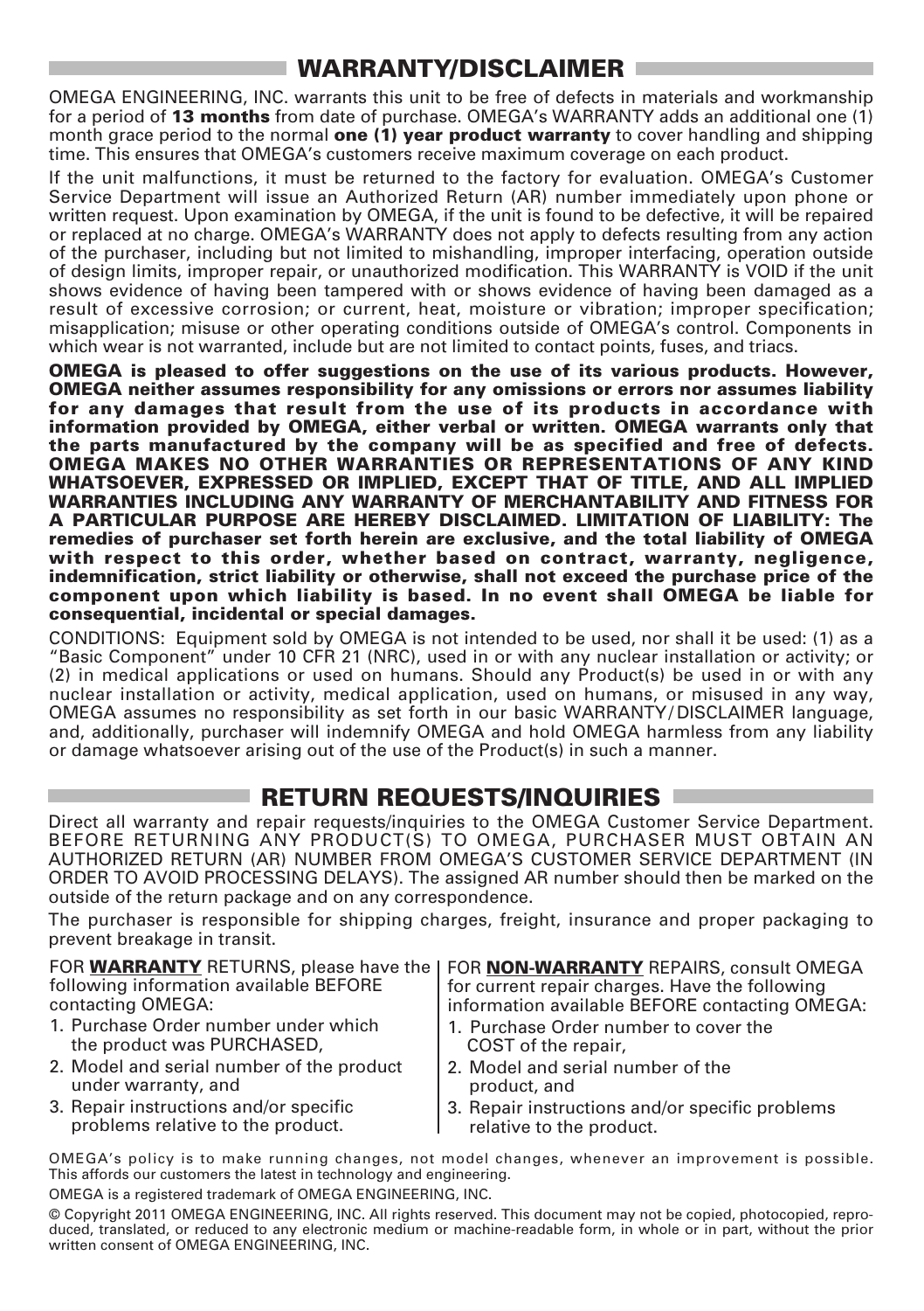## WARRANTY/DISCLAIMER

OMEGA ENGINEERING, INC. warrants this unit to be free of defects in materials and workmanship for a period of **13 months** from date of purchase. OMEGA's WARRANTY adds an additional one (1) month grace period to the normal **one (1) year product warranty** to cover handling and shipping time. This ensures that OMEGA's customers receive maximum coverage on each product.

If the unit malfunctions, it must be returned to the factory for evaluation. OMEGA's Customer Service Department will issue an Authorized Return (AR) number immediately upon phone or written request. Upon examination by OMEGA, if the unit is found to be defective, it will be repaired or replaced at no charge. OMEGA's WARRANTY does not apply to defects resulting from any action of the purchaser, including but not limited to mishandling, improper interfacing, operation outside of design limits, improper repair, or unauthorized modification. This WARRANTY is VOID if the unit shows evidence of having been tampered with or shows evidence of having been damaged as a result of excessive corrosion; or current, heat, moisture or vibration; improper specification; misapplication; misuse or other operating conditions outside of OMEGA's control. Components in which wear is not warranted, include but are not limited to contact points, fuses, and triacs.

**OMEGA is pleased to offer suggestions on the use of its various products. However, OMEGA neither assumes responsibility for any omissions or errors nor assumes liability for any damages that result from the use of its products in accordance with information provided by OMEGA, either verbal or written. OMEGA warrants only that the parts manufactured by the company will be as specified and free of defects. OMEGA MAKES NO OTHER WARRANTIES OR REPRESENTATIONS OF ANY KIND WHATSOEVER, EXPRESSED OR IMPLIED, EXCEPT THAT OF TITLE, AND ALL IMPLIED WARRANTIES INCLUDING ANY WARRANTY OF MERCHANTABILITY AND FITNESS FOR A PARTICULAR PURPOSE ARE HEREBY DISCLAIMED. LIMITATION OF LIABILITY: The remedies of purchaser set forth herein are exclusive, and the total liability of OMEGA with respect to this order, whether based on contract, warranty, negligence, indemnification, strict liability or otherwise, shall not exceed the purchase price of the component upon which liability is based. In no event shall OMEGA be liable for consequential, incidental or special damages.**

CONDITIONS: Equipment sold by OMEGA is not intended to be used, nor shall it be used: (1) as a "Basic Component" under 10 CFR 21 (NRC), used in or with any nuclear installation or activity; or (2) in medical applications or used on humans. Should any Product(s) be used in or with any nuclear installation or activity, medical application, used on humans, or misused in any way, OMEGA assumes no responsibility as set forth in our basic WARRANTY/DISCLAIMER language, and, additionally, purchaser will indemnify OMEGA and hold OMEGA harmless from any liability or damage whatsoever arising out of the use of the Product(s) in such a manner.

## RETURN REQUESTS/INQUIRIES

Direct all warranty and repair requests/inquiries to the OMEGA Customer Service Department. BEFORE RETURNING ANY PRODUCT(S) TO OMEGA, PURCHASER MUST OBTAIN AN AUTHORIZED RETURN (AR) NUMBER FROM OMEGA'S CUSTOMER SERVICE DEPARTMENT (IN ORDER TO AVOID PROCESSING DELAYS). The assigned AR number should then be marked on the outside of the return package and on any correspondence.

The purchaser is responsible for shipping charges, freight, insurance and proper packaging to prevent breakage in transit.

FOR **WARRANTY** RETURNS, please have the following information available BEFORE contacting OMEGA:

1. Purchase Order number under which the product was PURCHASED,
2. Model and serial number of the product under warranty, and
3. Repair instructions and/or specific problems relative to the product.

FOR **NON-WARRANTY** REPAIRS, consult OMEGA for current repair charges. Have the following information available BEFORE contacting OMEGA:

1. Purchase Order number to cover the COST of the repair,
2. Model and serial number of the product, and
3. Repair instructions and/or specific problems relative to the product.

OMEGA's policy is to make running changes, not model changes, whenever an improvement is possible. This affords our customers the latest in technology and engineering.

OMEGA is a registered trademark of OMEGA ENGINEERING, INC.

© Copyright 2011 OMEGA ENGINEERING, INC. All rights reserved. This document may not be copied, photocopied, reproduced, translated, or reduced to any electronic medium or machine-readable form, in whole or in part, without the prior written consent of OMEGA ENGINEERING, INC.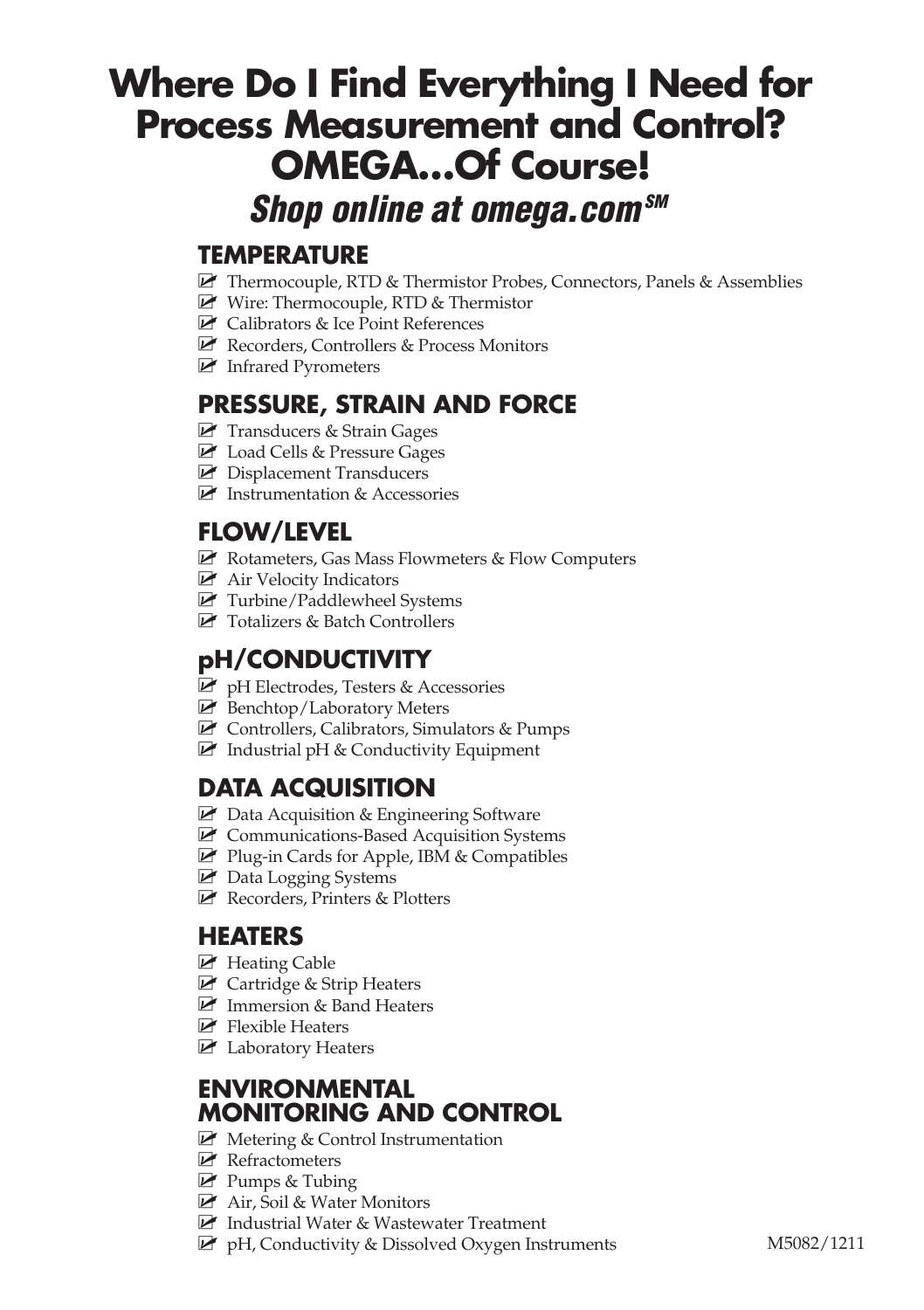# Where Do I Find Everything I Need for Process Measurement and Control? OMEGA...Of Course!

***Shop online at omega.com℠***

## TEMPERATURE

- ☑ Thermocouple, RTD & Thermistor Probes, Connectors, Panels & Assemblies
- ☑ Wire: Thermocouple, RTD & Thermistor
- ☑ Calibrators & Ice Point References
- ☑ Recorders, Controllers & Process Monitors
- ☑ Infrared Pyrometers

## PRESSURE, STRAIN AND FORCE

- ☑ Transducers & Strain Gages
- ☑ Load Cells & Pressure Gages
- ☑ Displacement Transducers
- ☑ Instrumentation & Accessories

## FLOW/LEVEL

- ☑ Rotameters, Gas Mass Flowmeters & Flow Computers
- ☑ Air Velocity Indicators
- ☑ Turbine/Paddlewheel Systems
- ☑ Totalizers & Batch Controllers

## pH/CONDUCTIVITY

- ☑ pH Electrodes, Testers & Accessories
- ☑ Benchtop/Laboratory Meters
- ☑ Controllers, Calibrators, Simulators & Pumps
- ☑ Industrial pH & Conductivity Equipment

## DATA ACQUISITION

- ☑ Data Acquisition & Engineering Software
- ☑ Communications-Based Acquisition Systems
- ☑ Plug-in Cards for Apple, IBM & Compatibles
- ☑ Data Logging Systems
- ☑ Recorders, Printers & Plotters

## HEATERS

- ☑ Heating Cable
- ☑ Cartridge & Strip Heaters
- ☑ Immersion & Band Heaters
- ☑ Flexible Heaters
- ☑ Laboratory Heaters

## ENVIRONMENTAL MONITORING AND CONTROL

- ☑ Metering & Control Instrumentation
- ☑ Refractometers
- ☑ Pumps & Tubing
- ☑ Air, Soil & Water Monitors
- ☑ Industrial Water & Wastewater Treatment
- ☑ pH, Conductivity & Dissolved Oxygen Instruments

M5082/1211